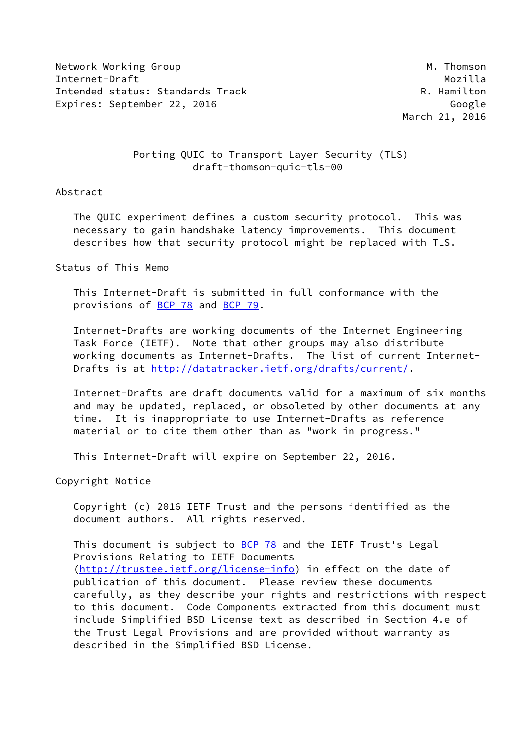Network Working Group                                         M. Thomson
Internet-Draft                                                   Mozilla
Intended status: Standards Track                             R. Hamilton
Expires: September 22, 2016                                       Google
                                                          March 21, 2016

# Porting QUIC to Transport Layer Security (TLS)
## draft-thomson-quic-tls-00

## Abstract

The QUIC experiment defines a custom security protocol. This was necessary to gain handshake latency improvements. This document describes how that security protocol might be replaced with TLS.

## Status of This Memo

This Internet-Draft is submitted in full conformance with the provisions of BCP 78 and BCP 79.

Internet-Drafts are working documents of the Internet Engineering Task Force (IETF). Note that other groups may also distribute working documents as Internet-Drafts. The list of current Internet-Drafts is at http://datatracker.ietf.org/drafts/current/.

Internet-Drafts are draft documents valid for a maximum of six months and may be updated, replaced, or obsoleted by other documents at any time. It is inappropriate to use Internet-Drafts as reference material or to cite them other than as "work in progress."

This Internet-Draft will expire on September 22, 2016.

## Copyright Notice

Copyright (c) 2016 IETF Trust and the persons identified as the document authors. All rights reserved.

This document is subject to BCP 78 and the IETF Trust's Legal Provisions Relating to IETF Documents (http://trustee.ietf.org/license-info) in effect on the date of publication of this document. Please review these documents carefully, as they describe your rights and restrictions with respect to this document. Code Components extracted from this document must include Simplified BSD License text as described in Section 4.e of the Trust Legal Provisions and are provided without warranty as described in the Simplified BSD License.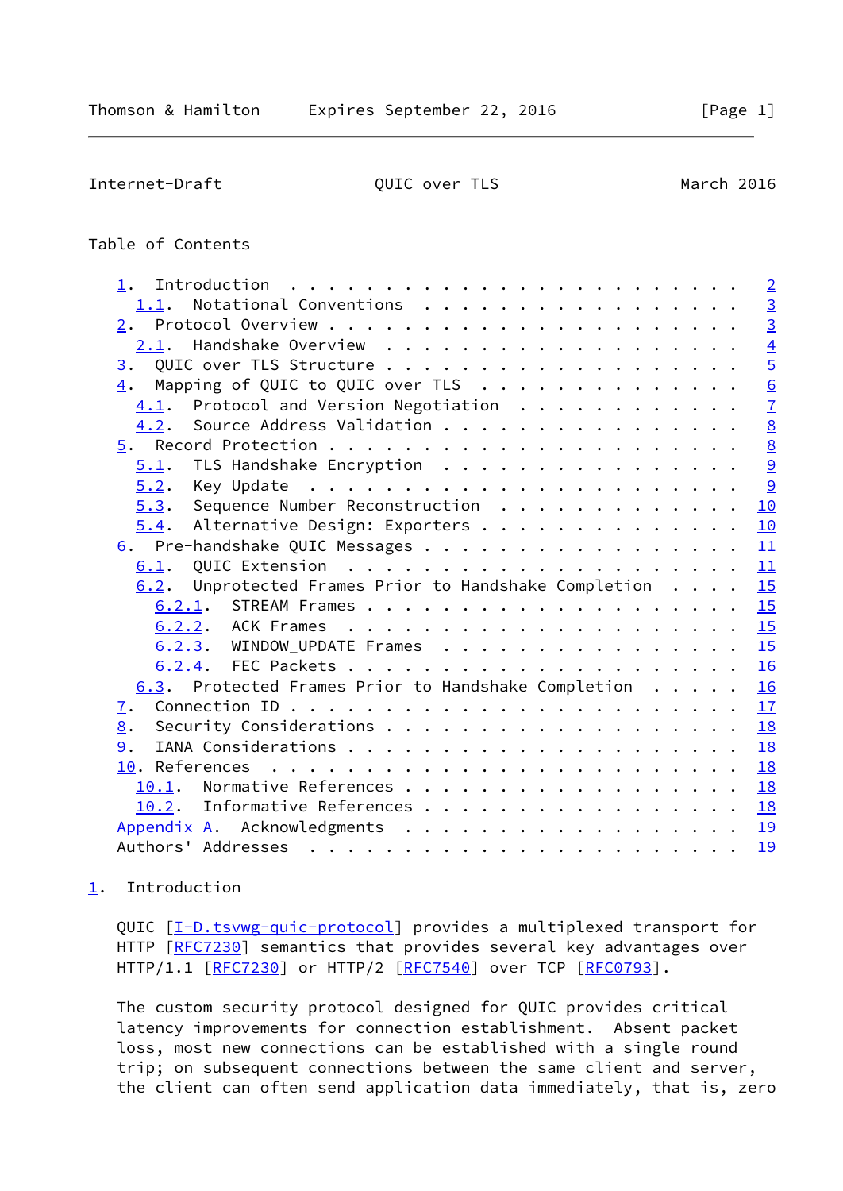Table of Contents

- 1. Introduction . . . . . . . . . . . . . . . . . . . . . . . . 2
  - 1.1. Notational Conventions . . . . . . . . . . . . . . . . . . 3
- 2. Protocol Overview . . . . . . . . . . . . . . . . . . . . . . 3
  - 2.1. Handshake Overview . . . . . . . . . . . . . . . . . . . 4
- 3. QUIC over TLS Structure . . . . . . . . . . . . . . . . . . . 5
- 4. Mapping of QUIC to QUIC over TLS . . . . . . . . . . . . . . 6
  - 4.1. Protocol and Version Negotiation . . . . . . . . . . . . 7
  - 4.2. Source Address Validation . . . . . . . . . . . . . . . . 8
- 5. Record Protection . . . . . . . . . . . . . . . . . . . . . . 8
  - 5.1. TLS Handshake Encryption . . . . . . . . . . . . . . . . 9
  - 5.2. Key Update . . . . . . . . . . . . . . . . . . . . . . . 9
  - 5.3. Sequence Number Reconstruction . . . . . . . . . . . . . 10
  - 5.4. Alternative Design: Exporters . . . . . . . . . . . . . . 10
- 6. Pre-handshake QUIC Messages . . . . . . . . . . . . . . . . . 11
  - 6.1. QUIC Extension . . . . . . . . . . . . . . . . . . . . . 11
  - 6.2. Unprotected Frames Prior to Handshake Completion . . . . 15
    - 6.2.1. STREAM Frames . . . . . . . . . . . . . . . . . . . . 15
    - 6.2.2. ACK Frames . . . . . . . . . . . . . . . . . . . . . 15
    - 6.2.3. WINDOW_UPDATE Frames . . . . . . . . . . . . . . . . 15
    - 6.2.4. FEC Packets . . . . . . . . . . . . . . . . . . . . . 16
  - 6.3. Protected Frames Prior to Handshake Completion . . . . . 16
- 7. Connection ID . . . . . . . . . . . . . . . . . . . . . . . . 17
- 8. Security Considerations . . . . . . . . . . . . . . . . . . . 18
- 9. IANA Considerations . . . . . . . . . . . . . . . . . . . . . 18
- 10. References . . . . . . . . . . . . . . . . . . . . . . . . . 18
  - 10.1. Normative References . . . . . . . . . . . . . . . . . . 18
  - 10.2. Informative References . . . . . . . . . . . . . . . . . 18
- Appendix A. Acknowledgments . . . . . . . . . . . . . . . . . . 19
- Authors' Addresses . . . . . . . . . . . . . . . . . . . . . . . 19

# 1. Introduction

QUIC [I-D.tsvwg-quic-protocol] provides a multiplexed transport for HTTP [RFC7230] semantics that provides several key advantages over HTTP/1.1 [RFC7230] or HTTP/2 [RFC7540] over TCP [RFC0793].

The custom security protocol designed for QUIC provides critical latency improvements for connection establishment. Absent packet loss, most new connections can be established with a single round trip; on subsequent connections between the same client and server, the client can often send application data immediately, that is, zero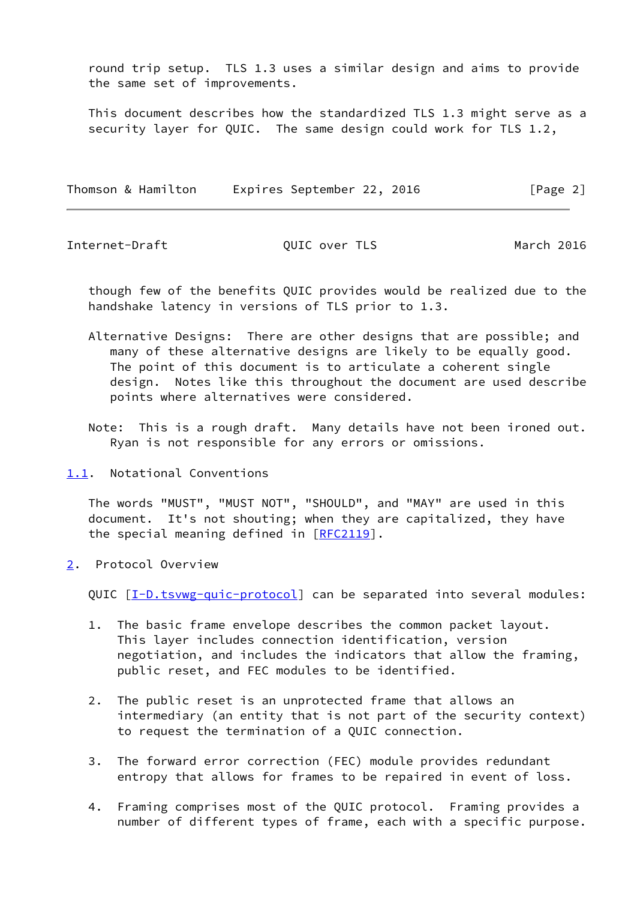round trip setup. TLS 1.3 uses a similar design and aims to provide the same set of improvements.

This document describes how the standardized TLS 1.3 might serve as a security layer for QUIC. The same design could work for TLS 1.2, though few of the benefits QUIC provides would be realized due to the handshake latency in versions of TLS prior to 1.3.

Alternative Designs: There are other designs that are possible; and many of these alternative designs are likely to be equally good. The point of this document is to articulate a coherent single design. Notes like this throughout the document are used describe points where alternatives were considered.

Note: This is a rough draft. Many details have not been ironed out. Ryan is not responsible for any errors or omissions.

### 1.1. Notational Conventions

The words "MUST", "MUST NOT", "SHOULD", and "MAY" are used in this document. It's not shouting; when they are capitalized, they have the special meaning defined in [RFC2119].

## 2. Protocol Overview

QUIC [I-D.tsvwg-quic-protocol] can be separated into several modules:

1. The basic frame envelope describes the common packet layout. This layer includes connection identification, version negotiation, and includes the indicators that allow the framing, public reset, and FEC modules to be identified.

2. The public reset is an unprotected frame that allows an intermediary (an entity that is not part of the security context) to request the termination of a QUIC connection.

3. The forward error correction (FEC) module provides redundant entropy that allows for frames to be repaired in event of loss.

4. Framing comprises most of the QUIC protocol. Framing provides a number of different types of frame, each with a specific purpose.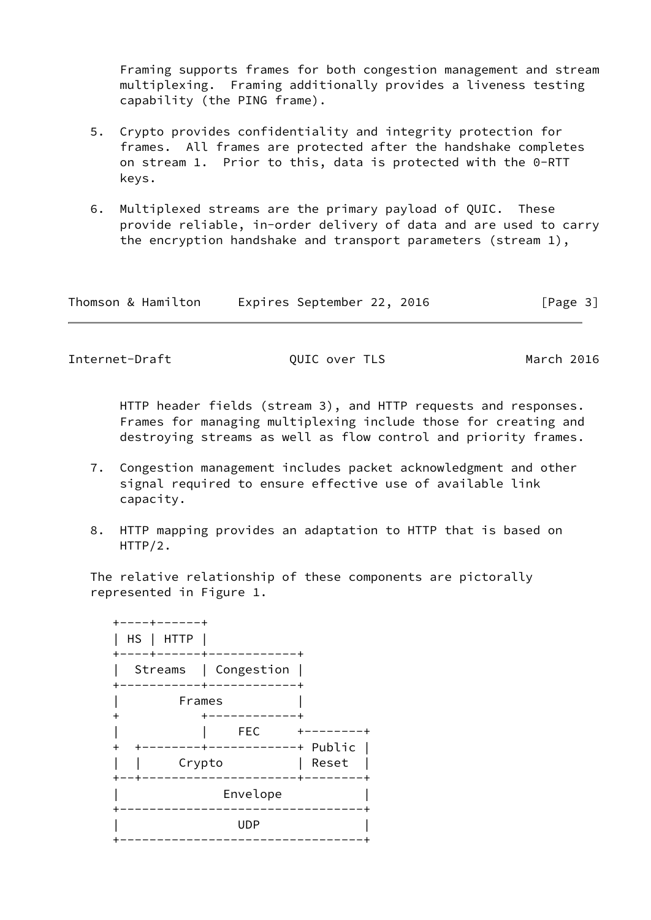Framing supports frames for both congestion management and stream multiplexing. Framing additionally provides a liveness testing capability (the PING frame).

5. Crypto provides confidentiality and integrity protection for frames. All frames are protected after the handshake completes on stream 1. Prior to this, data is protected with the 0-RTT keys.

6. Multiplexed streams are the primary payload of QUIC. These provide reliable, in-order delivery of data and are used to carry the encryption handshake and transport parameters (stream 1), HTTP header fields (stream 3), and HTTP requests and responses. Frames for managing multiplexing include those for creating and destroying streams as well as flow control and priority frames.

7. Congestion management includes packet acknowledgment and other signal required to ensure effective use of available link capacity.

8. HTTP mapping provides an adaptation to HTTP that is based on HTTP/2.

The relative relationship of these components are pictorally represented in Figure 1.

```
+----+------+
| HS | HTTP |
+----+------+------------+
|  Streams  | Congestion |
+-----------+------------+
|        Frames          |
+           +------------+
|           |    FEC     +--------+
+  +--------+------------+ Public |
|  |     Crypto          | Reset  |
+--+---------------------+--------+
|              Envelope           |
+---------------------------------+
|                UDP              |
+---------------------------------+
```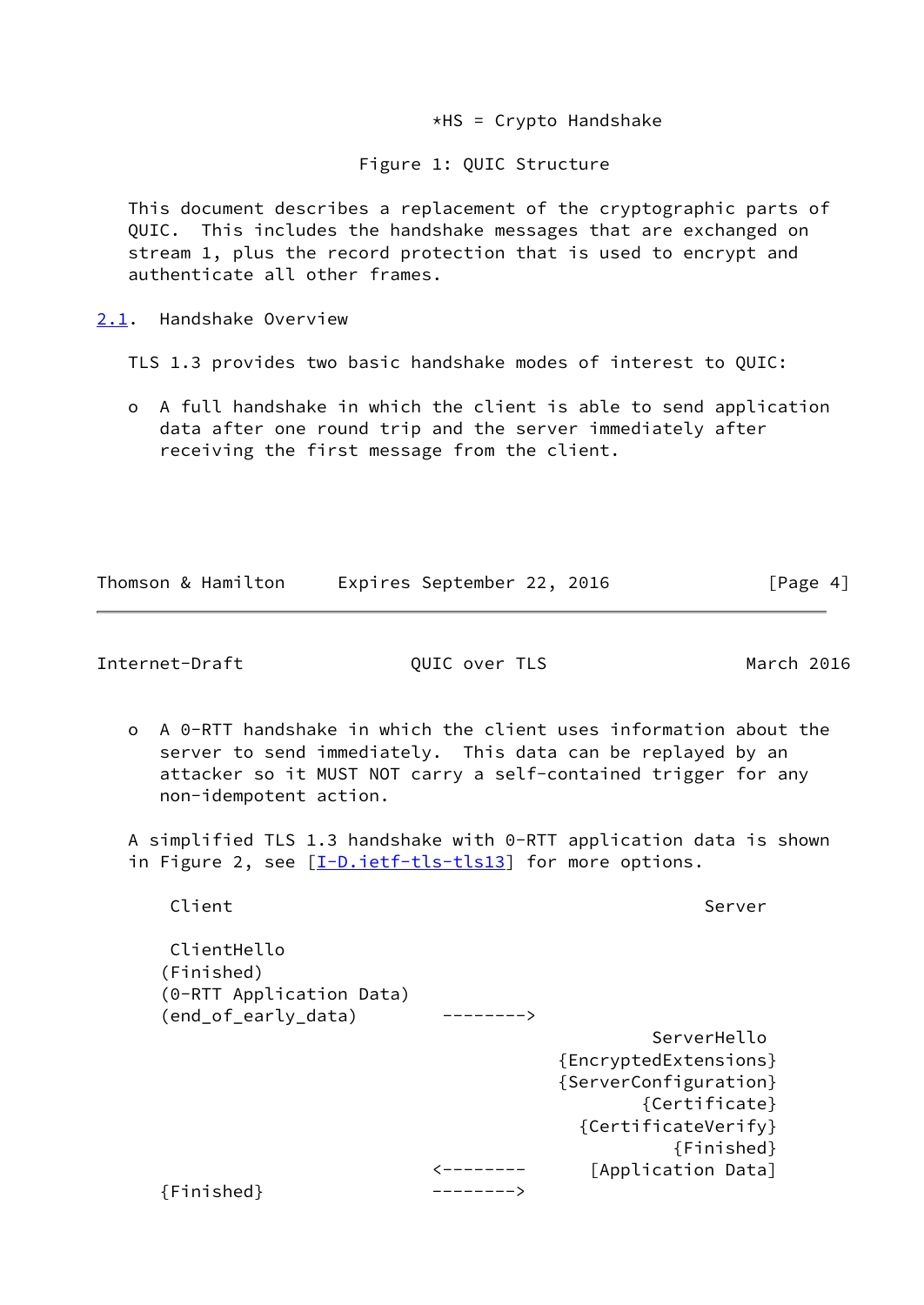*HS = Crypto Handshake

Figure 1: QUIC Structure

This document describes a replacement of the cryptographic parts of QUIC. This includes the handshake messages that are exchanged on stream 1, plus the record protection that is used to encrypt and authenticate all other frames.

## 2.1. Handshake Overview

TLS 1.3 provides two basic handshake modes of interest to QUIC:

- A full handshake in which the client is able to send application data after one round trip and the server immediately after receiving the first message from the client.

- A 0-RTT handshake in which the client uses information about the server to send immediately. This data can be replayed by an attacker so it MUST NOT carry a self-contained trigger for any non-idempotent action.

A simplified TLS 1.3 handshake with 0-RTT application data is shown in Figure 2, see [I-D.ietf-tls-tls13] for more options.

```
    Client                                             Server

    ClientHello
   (Finished)
   (0-RTT Application Data)
   (end_of_early_data)        -------->
                                                  ServerHello
                                         {EncryptedExtensions}
                                         {ServerConfiguration}
                                                 {Certificate}
                                           {CertificateVerify}
                                                    {Finished}
                             <--------      [Application Data]
   {Finished}                -------->
```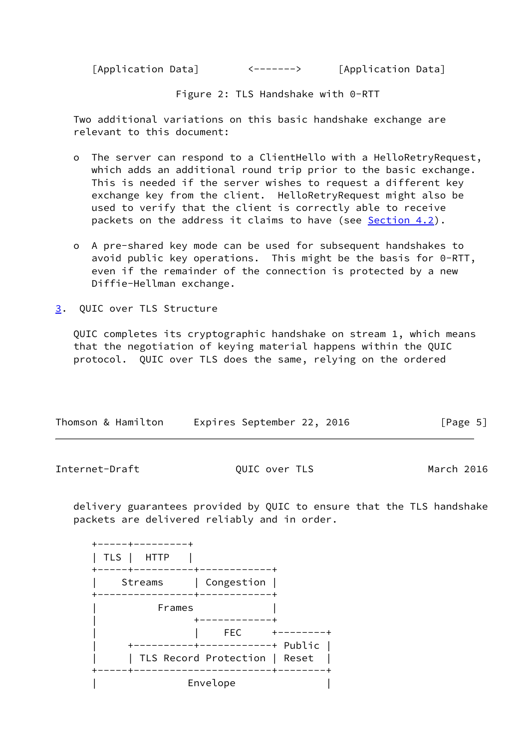```
[Application Data]        <------->       [Application Data]
```

Figure 2: TLS Handshake with 0-RTT

Two additional variations on this basic handshake exchange are relevant to this document:

- The server can respond to a ClientHello with a HelloRetryRequest, which adds an additional round trip prior to the basic exchange. This is needed if the server wishes to request a different key exchange key from the client. HelloRetryRequest might also be used to verify that the client is correctly able to receive packets on the address it claims to have (see Section 4.2).

- A pre-shared key mode can be used for subsequent handshakes to avoid public key operations. This might be the basis for 0-RTT, even if the remainder of the connection is protected by a new Diffie-Hellman exchange.

## 3. QUIC over TLS Structure

QUIC completes its cryptographic handshake on stream 1, which means that the negotiation of keying material happens within the QUIC protocol. QUIC over TLS does the same, relying on the ordered delivery guarantees provided by QUIC to ensure that the TLS handshake packets are delivered reliably and in order.

```
+-----+---------+
| TLS |  HTTP   |
+-----+----------+------------+
|    Streams     | Congestion |
+----------------+------------+
|          Frames             |
|                +------------+
|                |    FEC     +--------+
|     +----------+------------+ Public |
|     | TLS Record Protection | Reset  |
+-----+-----------------------+--------+
|                Envelope              |
```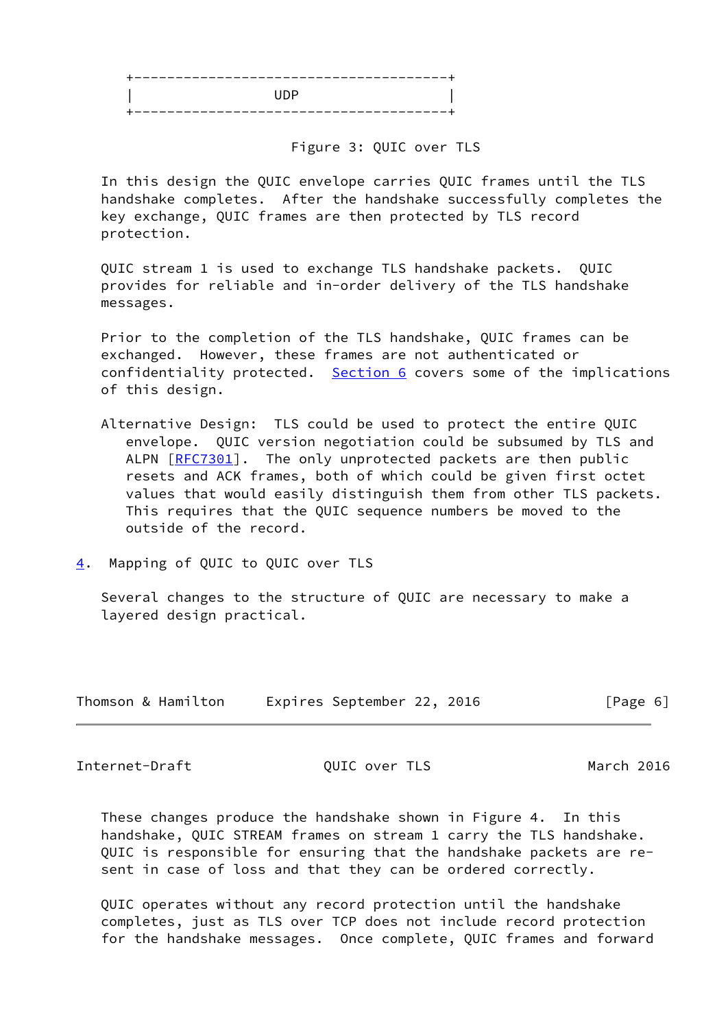```
+-------------------------------------+
|                UDP                  |
+-------------------------------------+
```

Figure 3: QUIC over TLS

In this design the QUIC envelope carries QUIC frames until the TLS handshake completes. After the handshake successfully completes the key exchange, QUIC frames are then protected by TLS record protection.

QUIC stream 1 is used to exchange TLS handshake packets. QUIC provides for reliable and in-order delivery of the TLS handshake messages.

Prior to the completion of the TLS handshake, QUIC frames can be exchanged. However, these frames are not authenticated or confidentiality protected. Section 6 covers some of the implications of this design.

Alternative Design: TLS could be used to protect the entire QUIC envelope. QUIC version negotiation could be subsumed by TLS and ALPN [RFC7301]. The only unprotected packets are then public resets and ACK frames, both of which could be given first octet values that would easily distinguish them from other TLS packets. This requires that the QUIC sequence numbers be moved to the outside of the record.

## 4. Mapping of QUIC to QUIC over TLS

Several changes to the structure of QUIC are necessary to make a layered design practical.

These changes produce the handshake shown in Figure 4. In this handshake, QUIC STREAM frames on stream 1 carry the TLS handshake. QUIC is responsible for ensuring that the handshake packets are re-sent in case of loss and that they can be ordered correctly.

QUIC operates without any record protection until the handshake completes, just as TLS over TCP does not include record protection for the handshake messages. Once complete, QUIC frames and forward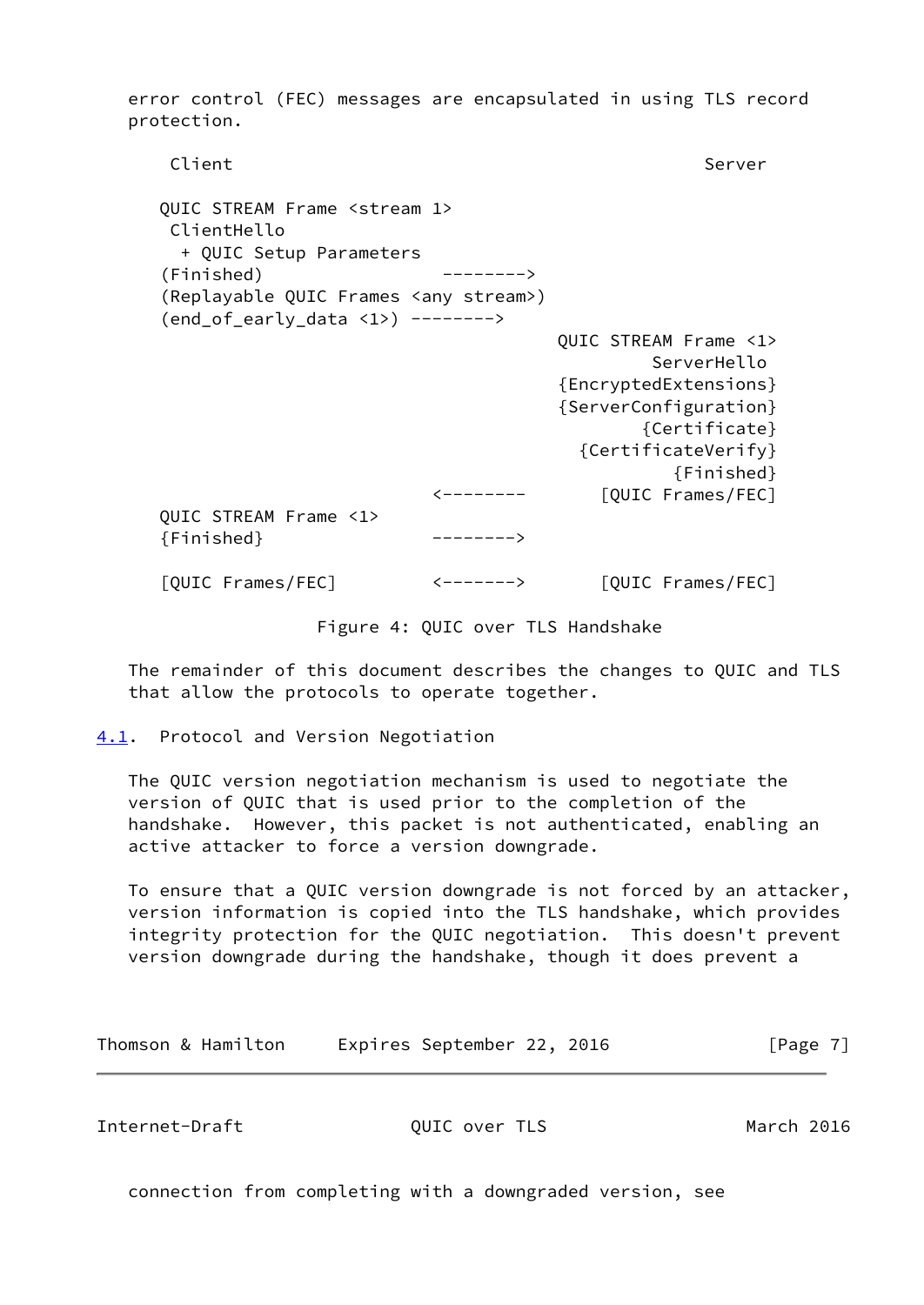error control (FEC) messages are encapsulated in using TLS record protection.

```
    Client                                             Server

   QUIC STREAM Frame <stream 1>
    ClientHello
     + QUIC Setup Parameters
   (Finished)                 -------->
   (Replayable QUIC Frames <any stream>)
   (end_of_early_data <1>) -------->
                                       QUIC STREAM Frame <1>
                                                ServerHello
                                       {EncryptedExtensions}
                                       {ServerConfiguration}
                                               {Certificate}
                                         {CertificateVerify}
                                                  {Finished}
                           <--------        [QUIC Frames/FEC]
   QUIC STREAM Frame <1>
   {Finished}              -------->

   [QUIC Frames/FEC]       <------->        [QUIC Frames/FEC]
```

Figure 4: QUIC over TLS Handshake

The remainder of this document describes the changes to QUIC and TLS that allow the protocols to operate together.

## 4.1. Protocol and Version Negotiation

The QUIC version negotiation mechanism is used to negotiate the version of QUIC that is used prior to the completion of the handshake. However, this packet is not authenticated, enabling an active attacker to force a version downgrade.

To ensure that a QUIC version downgrade is not forced by an attacker, version information is copied into the TLS handshake, which provides integrity protection for the QUIC negotiation. This doesn't prevent version downgrade during the handshake, though it does prevent a connection from completing with a downgraded version, see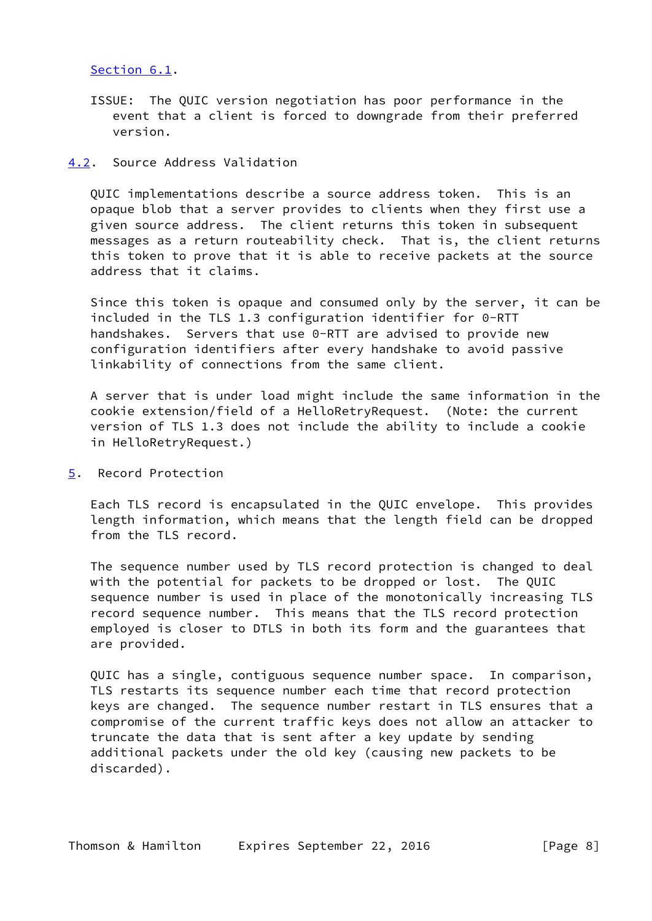Section 6.1.

ISSUE: The QUIC version negotiation has poor performance in the event that a client is forced to downgrade from their preferred version.

### 4.2. Source Address Validation

QUIC implementations describe a source address token. This is an opaque blob that a server provides to clients when they first use a given source address. The client returns this token in subsequent messages as a return routeability check. That is, the client returns this token to prove that it is able to receive packets at the source address that it claims.

Since this token is opaque and consumed only by the server, it can be included in the TLS 1.3 configuration identifier for 0-RTT handshakes. Servers that use 0-RTT are advised to provide new configuration identifiers after every handshake to avoid passive linkability of connections from the same client.

A server that is under load might include the same information in the cookie extension/field of a HelloRetryRequest. (Note: the current version of TLS 1.3 does not include the ability to include a cookie in HelloRetryRequest.)

## 5. Record Protection

Each TLS record is encapsulated in the QUIC envelope. This provides length information, which means that the length field can be dropped from the TLS record.

The sequence number used by TLS record protection is changed to deal with the potential for packets to be dropped or lost. The QUIC sequence number is used in place of the monotonically increasing TLS record sequence number. This means that the TLS record protection employed is closer to DTLS in both its form and the guarantees that are provided.

QUIC has a single, contiguous sequence number space. In comparison, TLS restarts its sequence number each time that record protection keys are changed. The sequence number restart in TLS ensures that a compromise of the current traffic keys does not allow an attacker to truncate the data that is sent after a key update by sending additional packets under the old key (causing new packets to be discarded).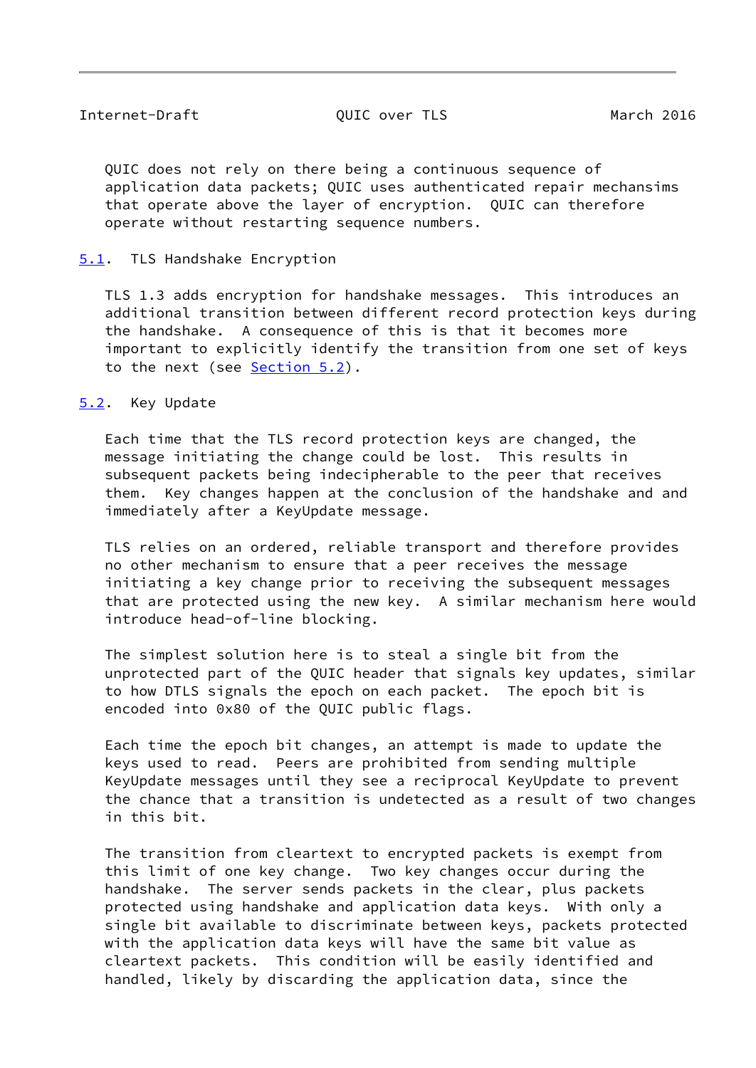QUIC does not rely on there being a continuous sequence of application data packets; QUIC uses authenticated repair mechansims that operate above the layer of encryption. QUIC can therefore operate without restarting sequence numbers.

## 5.1. TLS Handshake Encryption

TLS 1.3 adds encryption for handshake messages. This introduces an additional transition between different record protection keys during the handshake. A consequence of this is that it becomes more important to explicitly identify the transition from one set of keys to the next (see Section 5.2).

## 5.2. Key Update

Each time that the TLS record protection keys are changed, the message initiating the change could be lost. This results in subsequent packets being indecipherable to the peer that receives them. Key changes happen at the conclusion of the handshake and and immediately after a KeyUpdate message.

TLS relies on an ordered, reliable transport and therefore provides no other mechanism to ensure that a peer receives the message initiating a key change prior to receiving the subsequent messages that are protected using the new key. A similar mechanism here would introduce head-of-line blocking.

The simplest solution here is to steal a single bit from the unprotected part of the QUIC header that signals key updates, similar to how DTLS signals the epoch on each packet. The epoch bit is encoded into 0x80 of the QUIC public flags.

Each time the epoch bit changes, an attempt is made to update the keys used to read. Peers are prohibited from sending multiple KeyUpdate messages until they see a reciprocal KeyUpdate to prevent the chance that a transition is undetected as a result of two changes in this bit.

The transition from cleartext to encrypted packets is exempt from this limit of one key change. Two key changes occur during the handshake. The server sends packets in the clear, plus packets protected using handshake and application data keys. With only a single bit available to discriminate between keys, packets protected with the application data keys will have the same bit value as cleartext packets. This condition will be easily identified and handled, likely by discarding the application data, since the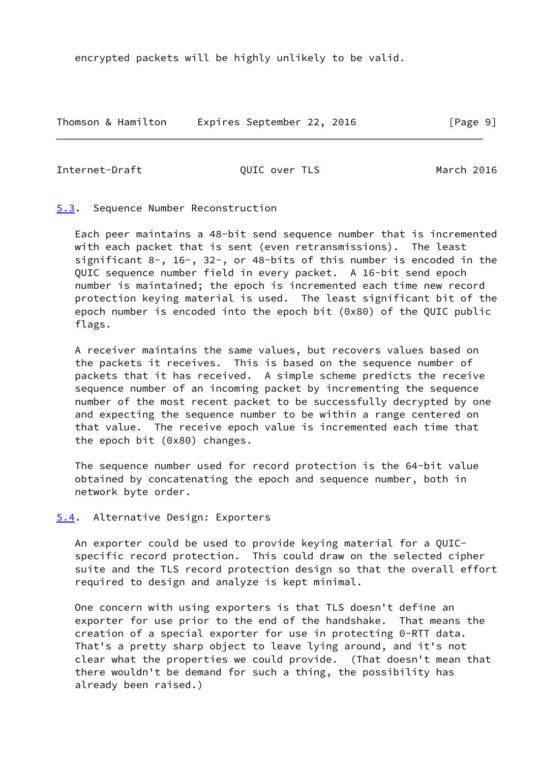encrypted packets will be highly unlikely to be valid.

### 5.3. Sequence Number Reconstruction

Each peer maintains a 48-bit send sequence number that is incremented with each packet that is sent (even retransmissions). The least significant 8-, 16-, 32-, or 48-bits of this number is encoded in the QUIC sequence number field in every packet. A 16-bit send epoch number is maintained; the epoch is incremented each time new record protection keying material is used. The least significant bit of the epoch number is encoded into the epoch bit (0x80) of the QUIC public flags.

A receiver maintains the same values, but recovers values based on the packets it receives. This is based on the sequence number of packets that it has received. A simple scheme predicts the receive sequence number of an incoming packet by incrementing the sequence number of the most recent packet to be successfully decrypted by one and expecting the sequence number to be within a range centered on that value. The receive epoch value is incremented each time that the epoch bit (0x80) changes.

The sequence number used for record protection is the 64-bit value obtained by concatenating the epoch and sequence number, both in network byte order.

### 5.4. Alternative Design: Exporters

An exporter could be used to provide keying material for a QUIC-specific record protection. This could draw on the selected cipher suite and the TLS record protection design so that the overall effort required to design and analyze is kept minimal.

One concern with using exporters is that TLS doesn't define an exporter for use prior to the end of the handshake. That means the creation of a special exporter for use in protecting 0-RTT data. That's a pretty sharp object to leave lying around, and it's not clear what the properties we could provide. (That doesn't mean that there wouldn't be demand for such a thing, the possibility has already been raised.)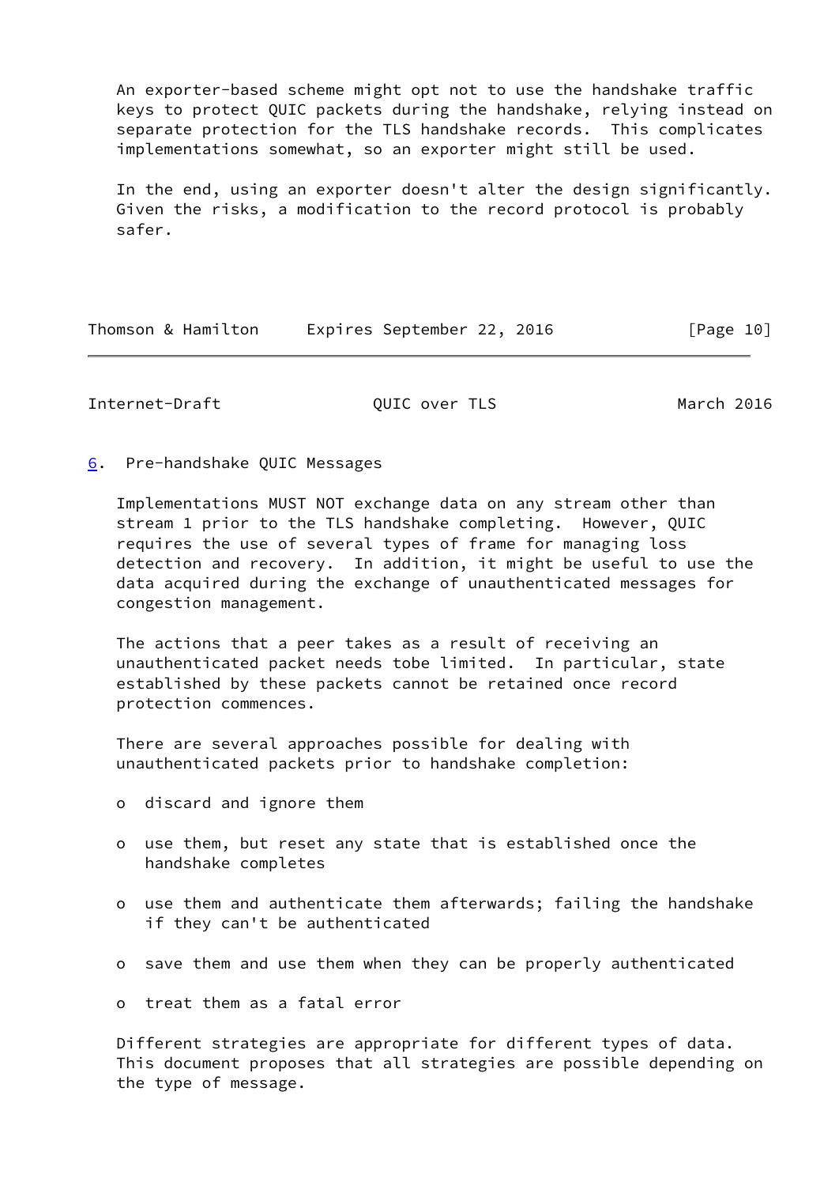An exporter-based scheme might opt not to use the handshake traffic keys to protect QUIC packets during the handshake, relying instead on separate protection for the TLS handshake records. This complicates implementations somewhat, so an exporter might still be used.

In the end, using an exporter doesn't alter the design significantly. Given the risks, a modification to the record protocol is probably safer.

## 6. Pre-handshake QUIC Messages

Implementations MUST NOT exchange data on any stream other than stream 1 prior to the TLS handshake completing. However, QUIC requires the use of several types of frame for managing loss detection and recovery. In addition, it might be useful to use the data acquired during the exchange of unauthenticated messages for congestion management.

The actions that a peer takes as a result of receiving an unauthenticated packet needs tobe limited. In particular, state established by these packets cannot be retained once record protection commences.

There are several approaches possible for dealing with unauthenticated packets prior to handshake completion:

- discard and ignore them
- use them, but reset any state that is established once the handshake completes
- use them and authenticate them afterwards; failing the handshake if they can't be authenticated
- save them and use them when they can be properly authenticated
- treat them as a fatal error

Different strategies are appropriate for different types of data. This document proposes that all strategies are possible depending on the type of message.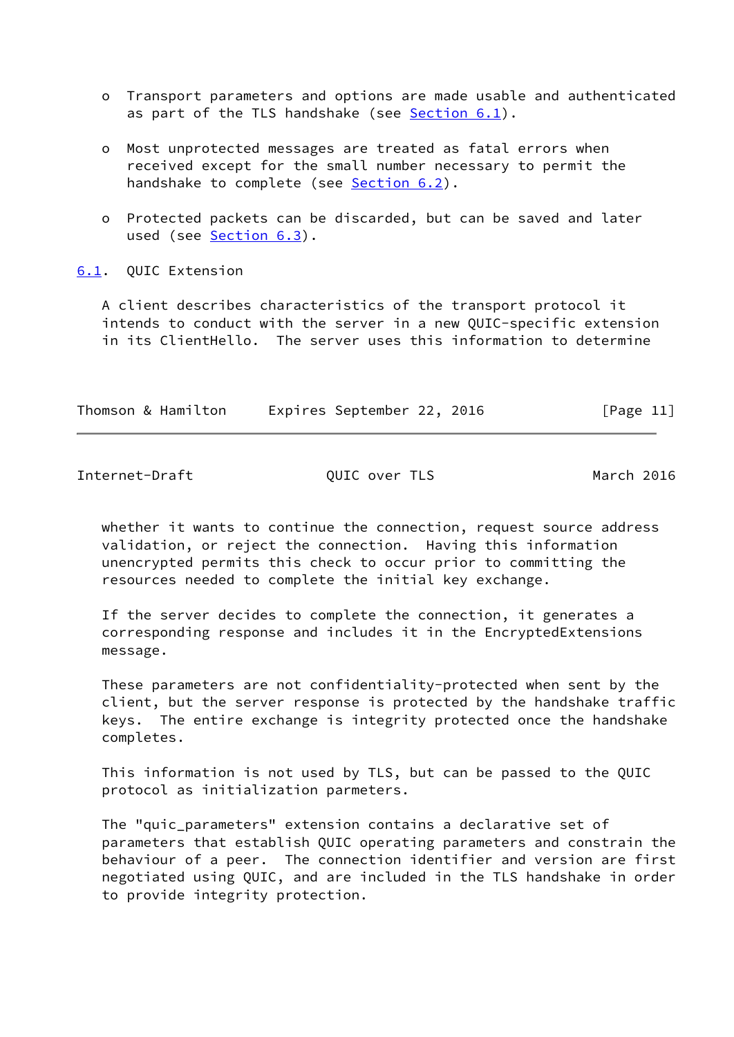- Transport parameters and options are made usable and authenticated as part of the TLS handshake (see Section 6.1).

- Most unprotected messages are treated as fatal errors when received except for the small number necessary to permit the handshake to complete (see Section 6.2).

- Protected packets can be discarded, but can be saved and later used (see Section 6.3).

## 6.1. QUIC Extension

A client describes characteristics of the transport protocol it intends to conduct with the server in a new QUIC-specific extension in its ClientHello. The server uses this information to determine whether it wants to continue the connection, request source address validation, or reject the connection. Having this information unencrypted permits this check to occur prior to committing the resources needed to complete the initial key exchange.

If the server decides to complete the connection, it generates a corresponding response and includes it in the EncryptedExtensions message.

These parameters are not confidentiality-protected when sent by the client, but the server response is protected by the handshake traffic keys. The entire exchange is integrity protected once the handshake completes.

This information is not used by TLS, but can be passed to the QUIC protocol as initialization parmeters.

The "quic_parameters" extension contains a declarative set of parameters that establish QUIC operating parameters and constrain the behaviour of a peer. The connection identifier and version are first negotiated using QUIC, and are included in the TLS handshake in order to provide integrity protection.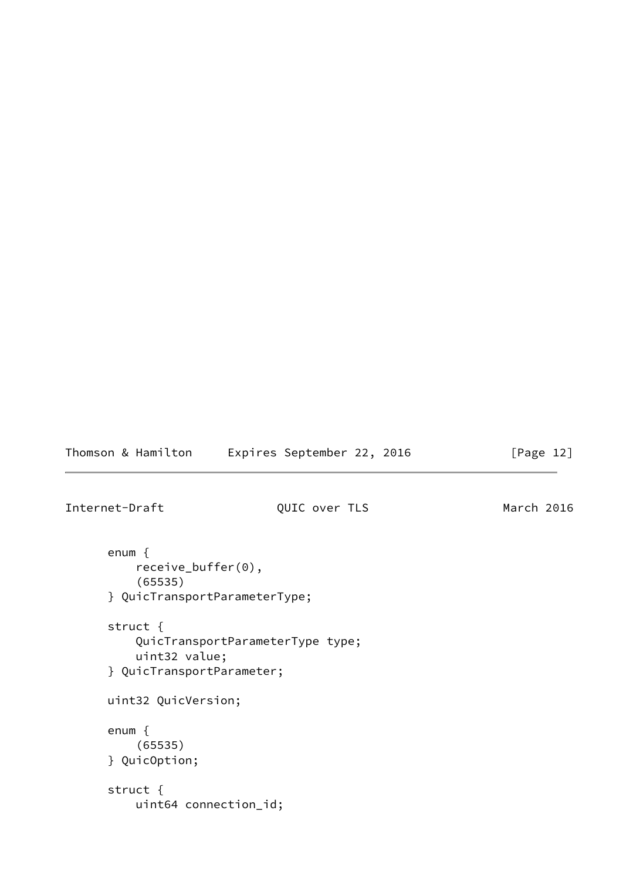```
enum {
    receive_buffer(0),
    (65535)
} QuicTransportParameterType;

struct {
    QuicTransportParameterType type;
    uint32 value;
} QuicTransportParameter;

uint32 QuicVersion;

enum {
    (65535)
} QuicOption;

struct {
    uint64 connection_id;
```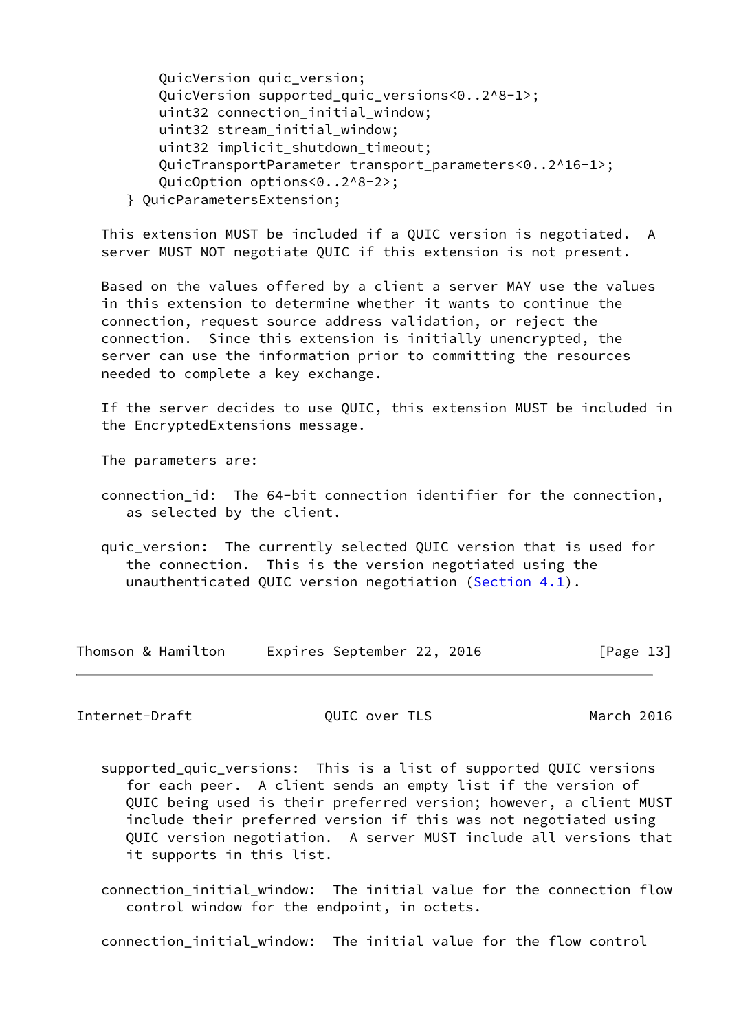```
      QuicVersion quic_version;
      QuicVersion supported_quic_versions<0..2^8-1>;
      uint32 connection_initial_window;
      uint32 stream_initial_window;
      uint32 implicit_shutdown_timeout;
      QuicTransportParameter transport_parameters<0..2^16-1>;
      QuicOption options<0..2^8-2>;
  } QuicParametersExtension;
```

This extension MUST be included if a QUIC version is negotiated. A server MUST NOT negotiate QUIC if this extension is not present.

Based on the values offered by a client a server MAY use the values in this extension to determine whether it wants to continue the connection, request source address validation, or reject the connection. Since this extension is initially unencrypted, the server can use the information prior to committing the resources needed to complete a key exchange.

If the server decides to use QUIC, this extension MUST be included in the EncryptedExtensions message.

The parameters are:

connection_id: The 64-bit connection identifier for the connection, as selected by the client.

quic_version: The currently selected QUIC version that is used for the connection. This is the version negotiated using the unauthenticated QUIC version negotiation (Section 4.1).

supported_quic_versions: This is a list of supported QUIC versions for each peer. A client sends an empty list if the version of QUIC being used is their preferred version; however, a client MUST include their preferred version if this was not negotiated using QUIC version negotiation. A server MUST include all versions that it supports in this list.

connection_initial_window: The initial value for the connection flow control window for the endpoint, in octets.

connection_initial_window: The initial value for the flow control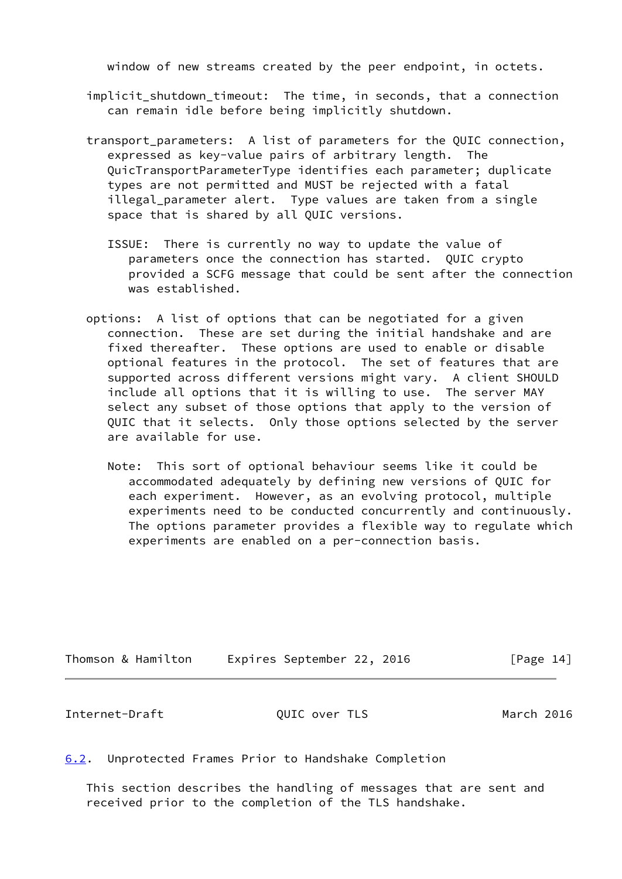window of new streams created by the peer endpoint, in octets.

implicit_shutdown_timeout: The time, in seconds, that a connection can remain idle before being implicitly shutdown.

transport_parameters: A list of parameters for the QUIC connection, expressed as key-value pairs of arbitrary length. The QuicTransportParameterType identifies each parameter; duplicate types are not permitted and MUST be rejected with a fatal illegal_parameter alert. Type values are taken from a single space that is shared by all QUIC versions.

> ISSUE: There is currently no way to update the value of parameters once the connection has started. QUIC crypto provided a SCFG message that could be sent after the connection was established.

options: A list of options that can be negotiated for a given connection. These are set during the initial handshake and are fixed thereafter. These options are used to enable or disable optional features in the protocol. The set of features that are supported across different versions might vary. A client SHOULD include all options that it is willing to use. The server MAY select any subset of those options that apply to the version of QUIC that it selects. Only those options selected by the server are available for use.

> Note: This sort of optional behaviour seems like it could be accommodated adequately by defining new versions of QUIC for each experiment. However, as an evolving protocol, multiple experiments need to be conducted concurrently and continuously. The options parameter provides a flexible way to regulate which experiments are enabled on a per-connection basis.

### 6.2. Unprotected Frames Prior to Handshake Completion

This section describes the handling of messages that are sent and received prior to the completion of the TLS handshake.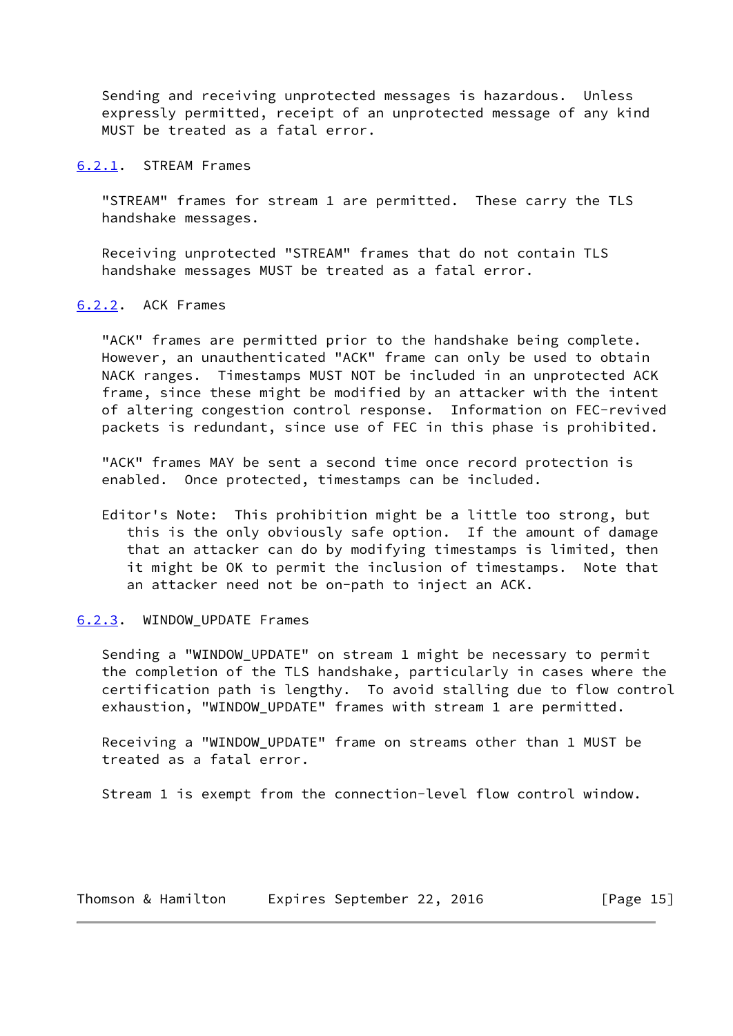Sending and receiving unprotected messages is hazardous. Unless expressly permitted, receipt of an unprotected message of any kind MUST be treated as a fatal error.

### 6.2.1. STREAM Frames

"STREAM" frames for stream 1 are permitted. These carry the TLS handshake messages.

Receiving unprotected "STREAM" frames that do not contain TLS handshake messages MUST be treated as a fatal error.

### 6.2.2. ACK Frames

"ACK" frames are permitted prior to the handshake being complete. However, an unauthenticated "ACK" frame can only be used to obtain NACK ranges. Timestamps MUST NOT be included in an unprotected ACK frame, since these might be modified by an attacker with the intent of altering congestion control response. Information on FEC-revived packets is redundant, since use of FEC in this phase is prohibited.

"ACK" frames MAY be sent a second time once record protection is enabled. Once protected, timestamps can be included.

Editor's Note: This prohibition might be a little too strong, but this is the only obviously safe option. If the amount of damage that an attacker can do by modifying timestamps is limited, then it might be OK to permit the inclusion of timestamps. Note that an attacker need not be on-path to inject an ACK.

### 6.2.3. WINDOW_UPDATE Frames

Sending a "WINDOW_UPDATE" on stream 1 might be necessary to permit the completion of the TLS handshake, particularly in cases where the certification path is lengthy. To avoid stalling due to flow control exhaustion, "WINDOW_UPDATE" frames with stream 1 are permitted.

Receiving a "WINDOW_UPDATE" frame on streams other than 1 MUST be treated as a fatal error.

Stream 1 is exempt from the connection-level flow control window.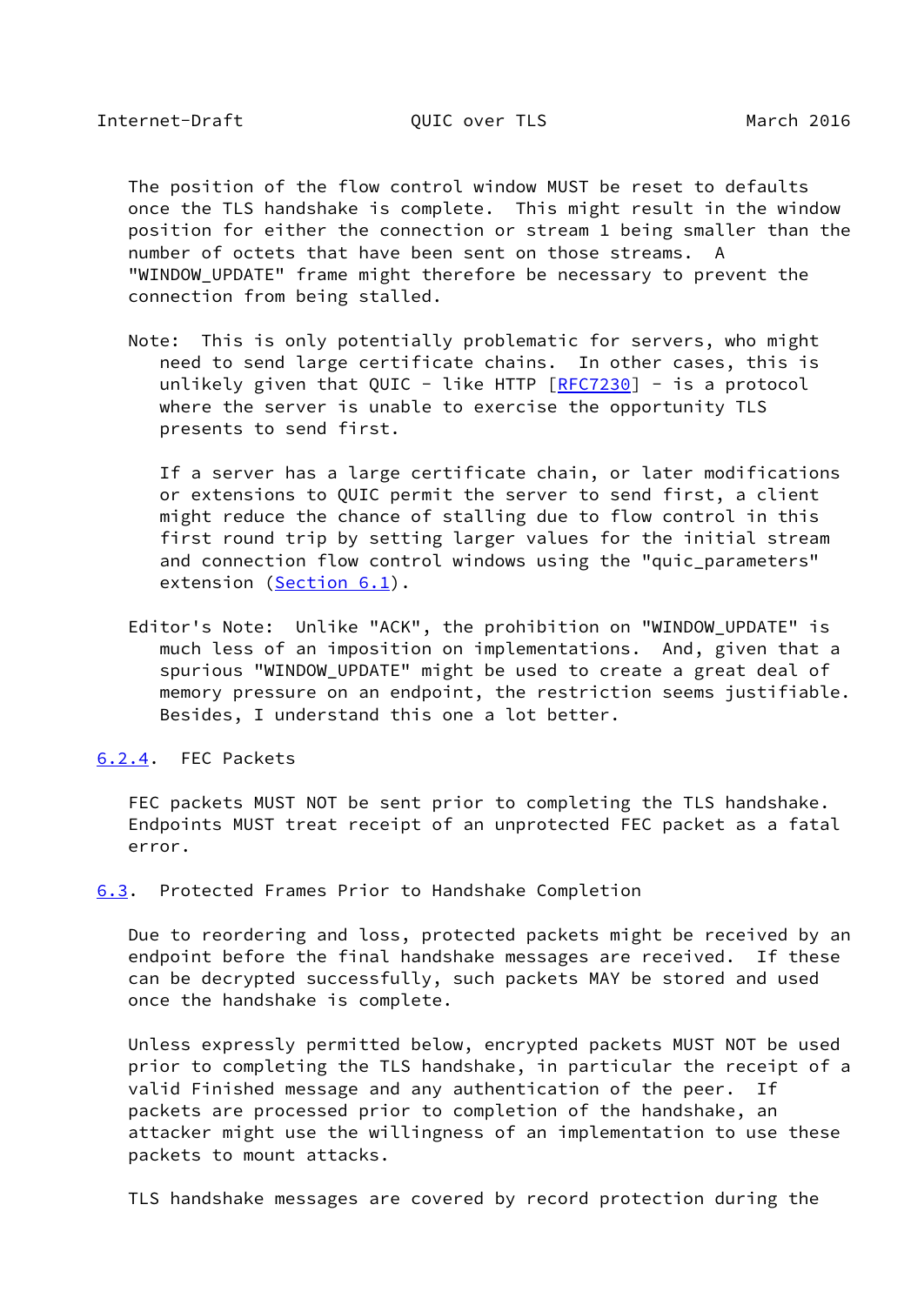The position of the flow control window MUST be reset to defaults once the TLS handshake is complete. This might result in the window position for either the connection or stream 1 being smaller than the number of octets that have been sent on those streams. A "WINDOW_UPDATE" frame might therefore be necessary to prevent the connection from being stalled.

Note: This is only potentially problematic for servers, who might need to send large certificate chains. In other cases, this is unlikely given that QUIC - like HTTP [RFC7230] - is a protocol where the server is unable to exercise the opportunity TLS presents to send first.

If a server has a large certificate chain, or later modifications or extensions to QUIC permit the server to send first, a client might reduce the chance of stalling due to flow control in this first round trip by setting larger values for the initial stream and connection flow control windows using the "quic_parameters" extension (Section 6.1).

Editor's Note: Unlike "ACK", the prohibition on "WINDOW_UPDATE" is much less of an imposition on implementations. And, given that a spurious "WINDOW_UPDATE" might be used to create a great deal of memory pressure on an endpoint, the restriction seems justifiable. Besides, I understand this one a lot better.

#### 6.2.4. FEC Packets

FEC packets MUST NOT be sent prior to completing the TLS handshake. Endpoints MUST treat receipt of an unprotected FEC packet as a fatal error.

### 6.3. Protected Frames Prior to Handshake Completion

Due to reordering and loss, protected packets might be received by an endpoint before the final handshake messages are received. If these can be decrypted successfully, such packets MAY be stored and used once the handshake is complete.

Unless expressly permitted below, encrypted packets MUST NOT be used prior to completing the TLS handshake, in particular the receipt of a valid Finished message and any authentication of the peer. If packets are processed prior to completion of the handshake, an attacker might use the willingness of an implementation to use these packets to mount attacks.

TLS handshake messages are covered by record protection during the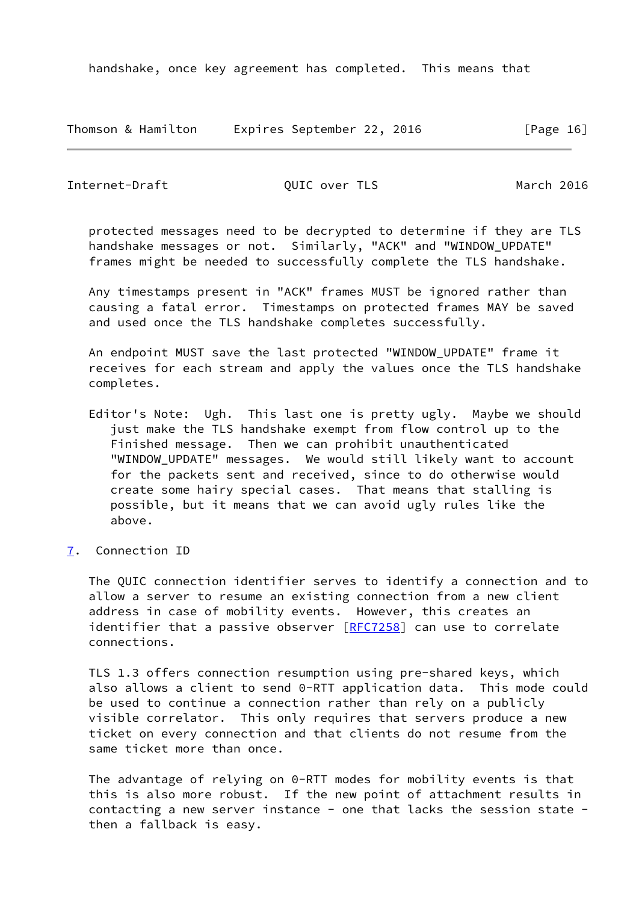handshake, once key agreement has completed. This means that

protected messages need to be decrypted to determine if they are TLS handshake messages or not. Similarly, "ACK" and "WINDOW_UPDATE" frames might be needed to successfully complete the TLS handshake.

Any timestamps present in "ACK" frames MUST be ignored rather than causing a fatal error. Timestamps on protected frames MAY be saved and used once the TLS handshake completes successfully.

An endpoint MUST save the last protected "WINDOW_UPDATE" frame it receives for each stream and apply the values once the TLS handshake completes.

Editor's Note: Ugh. This last one is pretty ugly. Maybe we should just make the TLS handshake exempt from flow control up to the Finished message. Then we can prohibit unauthenticated "WINDOW_UPDATE" messages. We would still likely want to account for the packets sent and received, since to do otherwise would create some hairy special cases. That means that stalling is possible, but it means that we can avoid ugly rules like the above.

## 7. Connection ID

The QUIC connection identifier serves to identify a connection and to allow a server to resume an existing connection from a new client address in case of mobility events. However, this creates an identifier that a passive observer [RFC7258] can use to correlate connections.

TLS 1.3 offers connection resumption using pre-shared keys, which also allows a client to send 0-RTT application data. This mode could be used to continue a connection rather than rely on a publicly visible correlator. This only requires that servers produce a new ticket on every connection and that clients do not resume from the same ticket more than once.

The advantage of relying on 0-RTT modes for mobility events is that this is also more robust. If the new point of attachment results in contacting a new server instance - one that lacks the session state - then a fallback is easy.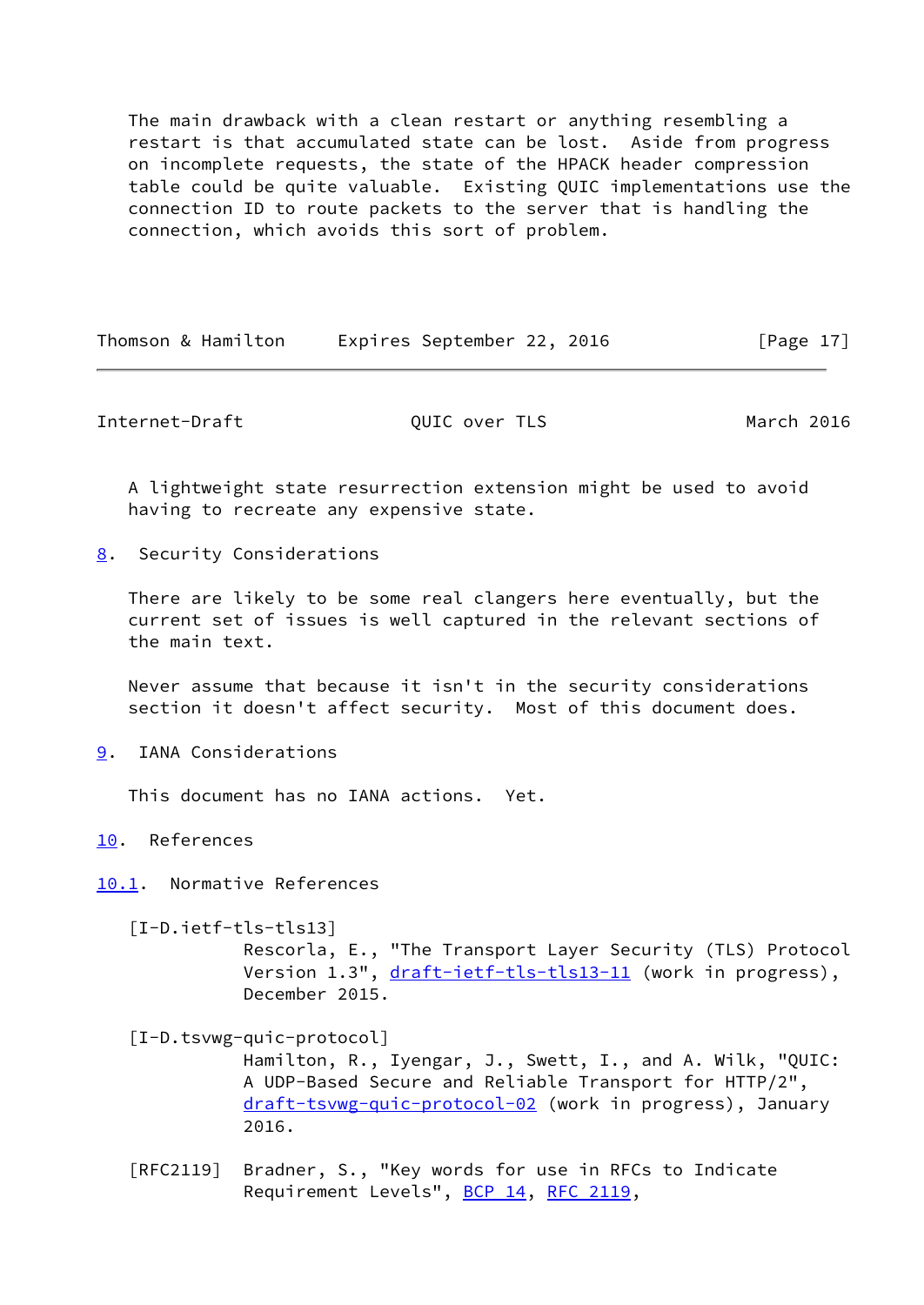The main drawback with a clean restart or anything resembling a restart is that accumulated state can be lost. Aside from progress on incomplete requests, the state of the HPACK header compression table could be quite valuable. Existing QUIC implementations use the connection ID to route packets to the server that is handling the connection, which avoids this sort of problem.

A lightweight state resurrection extension might be used to avoid having to recreate any expensive state.

## 8. Security Considerations

There are likely to be some real clangers here eventually, but the current set of issues is well captured in the relevant sections of the main text.

Never assume that because it isn't in the security considerations section it doesn't affect security. Most of this document does.

## 9. IANA Considerations

This document has no IANA actions. Yet.

## 10. References

### 10.1. Normative References

[I-D.ietf-tls-tls13]
Rescorla, E., "The Transport Layer Security (TLS) Protocol Version 1.3", draft-ietf-tls-tls13-11 (work in progress), December 2015.

[I-D.tsvwg-quic-protocol]
Hamilton, R., Iyengar, J., Swett, I., and A. Wilk, "QUIC: A UDP-Based Secure and Reliable Transport for HTTP/2", draft-tsvwg-quic-protocol-02 (work in progress), January 2016.

[RFC2119] Bradner, S., "Key words for use in RFCs to Indicate Requirement Levels", BCP 14, RFC 2119,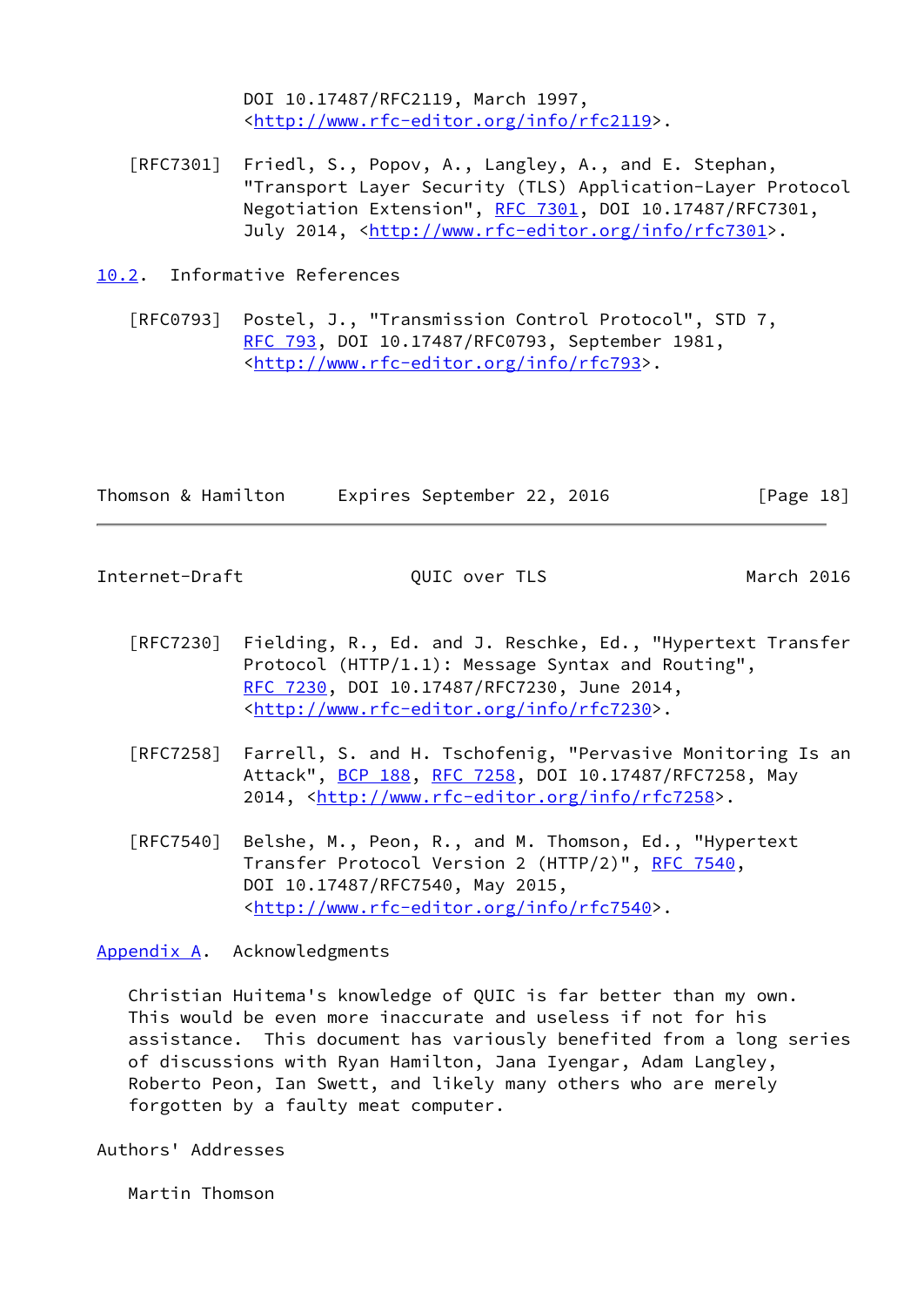DOI 10.17487/RFC2119, March 1997, <http://www.rfc-editor.org/info/rfc2119>.

[RFC7301] Friedl, S., Popov, A., Langley, A., and E. Stephan, "Transport Layer Security (TLS) Application-Layer Protocol Negotiation Extension", RFC 7301, DOI 10.17487/RFC7301, July 2014, <http://www.rfc-editor.org/info/rfc7301>.

## 10.2. Informative References

[RFC0793] Postel, J., "Transmission Control Protocol", STD 7, RFC 793, DOI 10.17487/RFC0793, September 1981, <http://www.rfc-editor.org/info/rfc793>.

[RFC7230] Fielding, R., Ed. and J. Reschke, Ed., "Hypertext Transfer Protocol (HTTP/1.1): Message Syntax and Routing", RFC 7230, DOI 10.17487/RFC7230, June 2014, <http://www.rfc-editor.org/info/rfc7230>.

[RFC7258] Farrell, S. and H. Tschofenig, "Pervasive Monitoring Is an Attack", BCP 188, RFC 7258, DOI 10.17487/RFC7258, May 2014, <http://www.rfc-editor.org/info/rfc7258>.

[RFC7540] Belshe, M., Peon, R., and M. Thomson, Ed., "Hypertext Transfer Protocol Version 2 (HTTP/2)", RFC 7540, DOI 10.17487/RFC7540, May 2015, <http://www.rfc-editor.org/info/rfc7540>.

## Appendix A. Acknowledgments

Christian Huitema's knowledge of QUIC is far better than my own. This would be even more inaccurate and useless if not for his assistance. This document has variously benefited from a long series of discussions with Ryan Hamilton, Jana Iyengar, Adam Langley, Roberto Peon, Ian Swett, and likely many others who are merely forgotten by a faulty meat computer.

## Authors' Addresses

Martin Thomson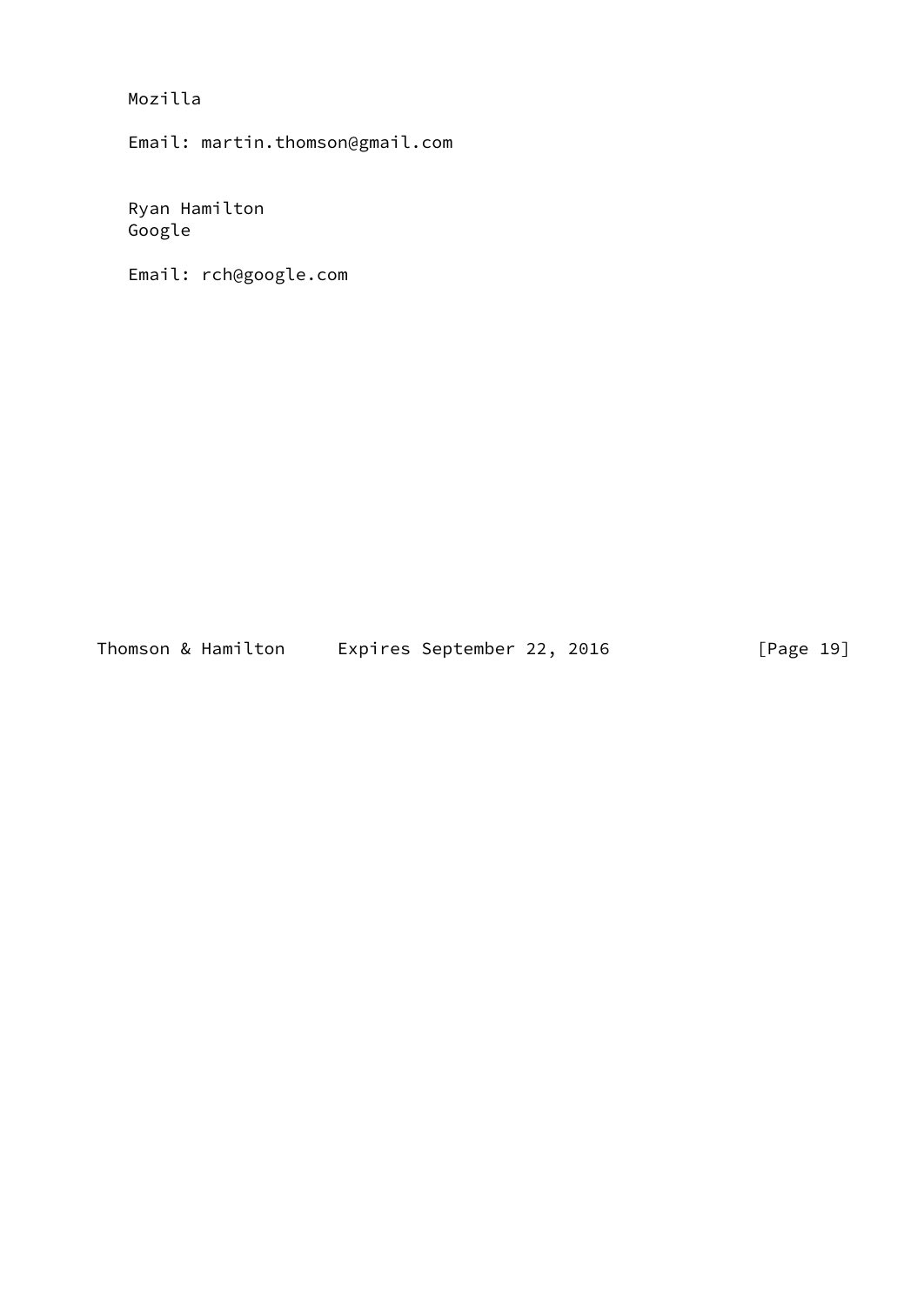Mozilla

Email: martin.thomson@gmail.com

Ryan Hamilton
Google

Email: rch@google.com